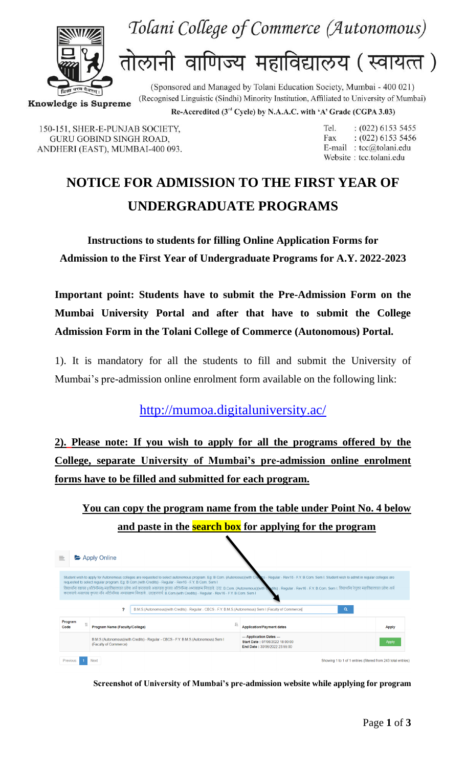# Tolani College of Commerce (Autonomous)

# तोलानी वाणिज्य महाविद्यालय ( स्वायत्त )

(Sponsored and Managed by Tolani Education Society, Mumbai - 400 021)
(Recognised Linguistic (Sindhi) Minority Institution, Affiliated to University of Mumbai)
**Re-Accredited (3rd Cycle) by N.A.A.C. with 'A' Grade (CGPA 3.03)**

**Knowledge is Supreme**

150-151, SHER-E-PUNJAB SOCIETY,
GURU GOBIND SINGH ROAD,
ANDHERI (EAST), MUMBAI-400 093.

Tel. : (022) 6153 5455
Fax : (022) 6153 5456
E-mail : tcc@tolani.edu
Website : tcc.tolani.edu

# NOTICE FOR ADMISSION TO THE FIRST YEAR OF UNDERGRADUATE PROGRAMS

**Instructions to students for filling Online Application Forms for Admission to the First Year of Undergraduate Programs for A.Y. 2022-2023**

**Important point: Students have to submit the Pre-Admission Form on the Mumbai University Portal and after that have to submit the College Admission Form in the Tolani College of Commerce (Autonomous) Portal.**

1). It is mandatory for all the students to fill and submit the University of Mumbai's pre-admission online enrolment form available on the following link:

http://mumoa.digitaluniversity.ac/

**2). Please note: If you wish to apply for all the programs offered by the College, separate University of Mumbai's pre-admission online enrolment forms have to be filled and submitted for each program.**

**You can copy the program name from the table under Point No. 4 below and paste in the search box for applying for the program**

**Screenshot of University of Mumbai's pre-admission website while applying for program**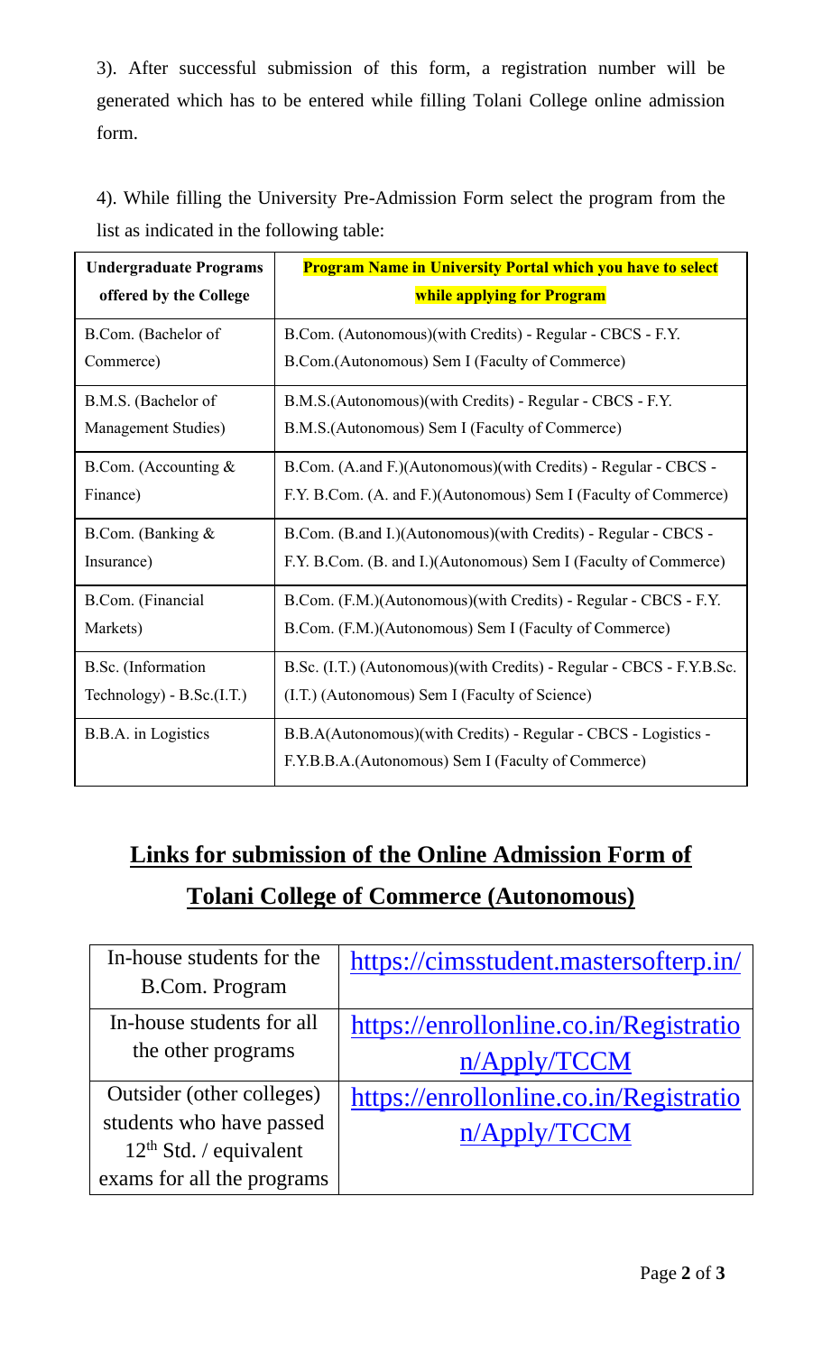3). After successful submission of this form, a registration number will be generated which has to be entered while filling Tolani College online admission form.

4). While filling the University Pre-Admission Form select the program from the list as indicated in the following table:

| **Undergraduate Programs offered by the College** | **Program Name in University Portal which you have to select while applying for Program** |
|---|---|
| B.Com. (Bachelor of Commerce) | B.Com. (Autonomous)(with Credits) - Regular - CBCS - F.Y. B.Com.(Autonomous) Sem I (Faculty of Commerce) |
| B.M.S. (Bachelor of Management Studies) | B.M.S.(Autonomous)(with Credits) - Regular - CBCS - F.Y. B.M.S.(Autonomous) Sem I (Faculty of Commerce) |
| B.Com. (Accounting & Finance) | B.Com. (A.and F.)(Autonomous)(with Credits) - Regular - CBCS - F.Y. B.Com. (A. and F.)(Autonomous) Sem I (Faculty of Commerce) |
| B.Com. (Banking & Insurance) | B.Com. (B.and I.)(Autonomous)(with Credits) - Regular - CBCS - F.Y. B.Com. (B. and I.)(Autonomous) Sem I (Faculty of Commerce) |
| B.Com. (Financial Markets) | B.Com. (F.M.)(Autonomous)(with Credits) - Regular - CBCS - F.Y. B.Com. (F.M.)(Autonomous) Sem I (Faculty of Commerce) |
| B.Sc. (Information Technology) - B.Sc.(I.T.) | B.Sc. (I.T.) (Autonomous)(with Credits) - Regular - CBCS - F.Y.B.Sc. (I.T.) (Autonomous) Sem I (Faculty of Science) |
| B.B.A. in Logistics | B.B.A(Autonomous)(with Credits) - Regular - CBCS - Logistics - F.Y.B.B.A.(Autonomous) Sem I (Faculty of Commerce) |

## Links for submission of the Online Admission Form of Tolani College of Commerce (Autonomous)

| | |
|---|---|
| In-house students for the B.Com. Program | https://cimsstudent.mastersofterp.in/ |
| In-house students for all the other programs | https://enrollonline.co.in/Registration/Apply/TCCM |
| Outsider (other colleges) students who have passed 12th Std. / equivalent exams for all the programs | https://enrollonline.co.in/Registration/Apply/TCCM |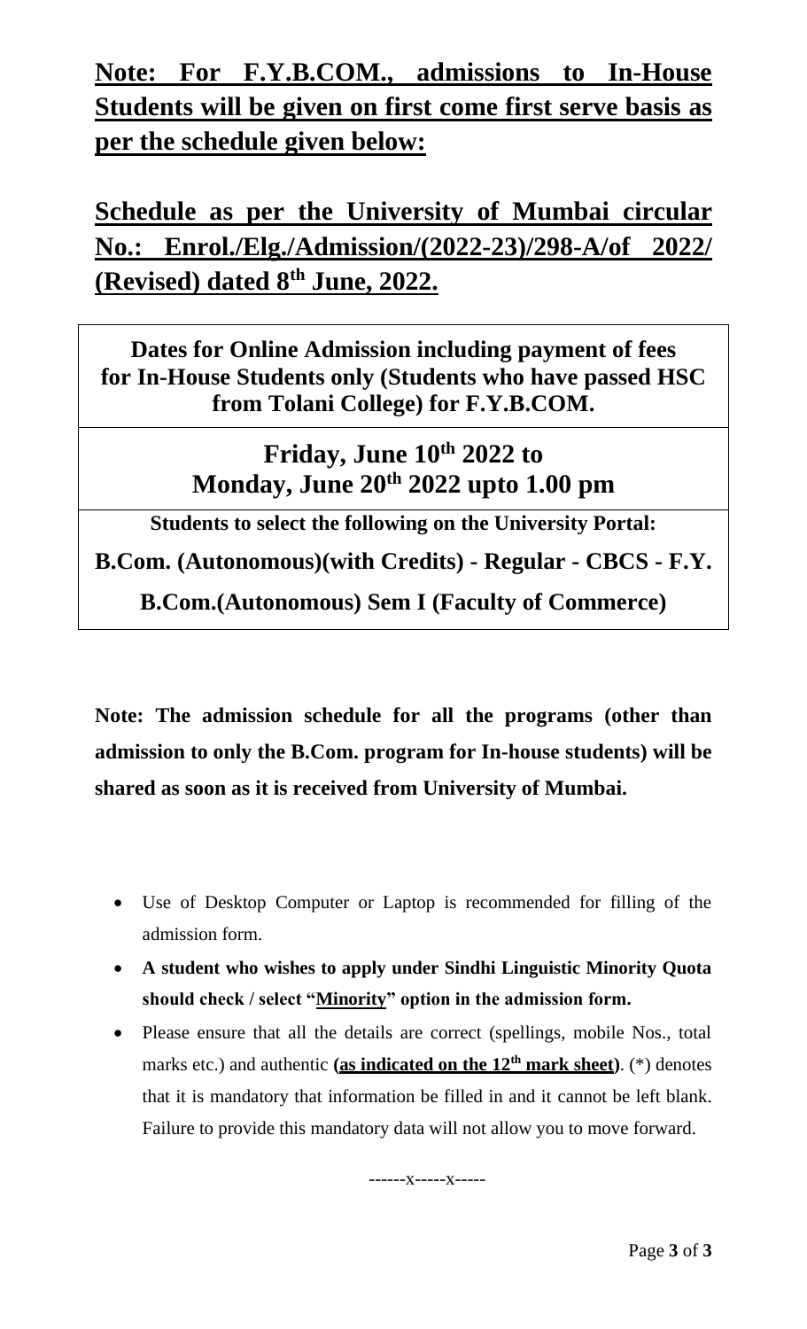**Note: For F.Y.B.COM., admissions to In-House Students will be given on first come first serve basis as per the schedule given below:**

**Schedule as per the University of Mumbai circular No.: Enrol./Elg./Admission/(2022-23)/298-A/of 2022/ (Revised) dated 8th June, 2022.**

| |
|---|
| **Dates for Online Admission including payment of fees for In-House Students only (Students who have passed HSC from Tolani College) for F.Y.B.COM.** |
| **Friday, June 10th 2022 to Monday, June 20th 2022 upto 1.00 pm** |
| **Students to select the following on the University Portal: B.Com. (Autonomous)(with Credits) - Regular - CBCS - F.Y. B.Com.(Autonomous) Sem I (Faculty of Commerce)** |

**Note: The admission schedule for all the programs (other than admission to only the B.Com. program for In-house students) will be shared as soon as it is received from University of Mumbai.**

- Use of Desktop Computer or Laptop is recommended for filling of the admission form.
- **A student who wishes to apply under Sindhi Linguistic Minority Quota should check / select "Minority" option in the admission form.**
- Please ensure that all the details are correct (spellings, mobile Nos., total marks etc.) and authentic **(as indicated on the 12th mark sheet)**. (*) denotes that it is mandatory that information be filled in and it cannot be left blank. Failure to provide this mandatory data will not allow you to move forward.

------x-----x-----